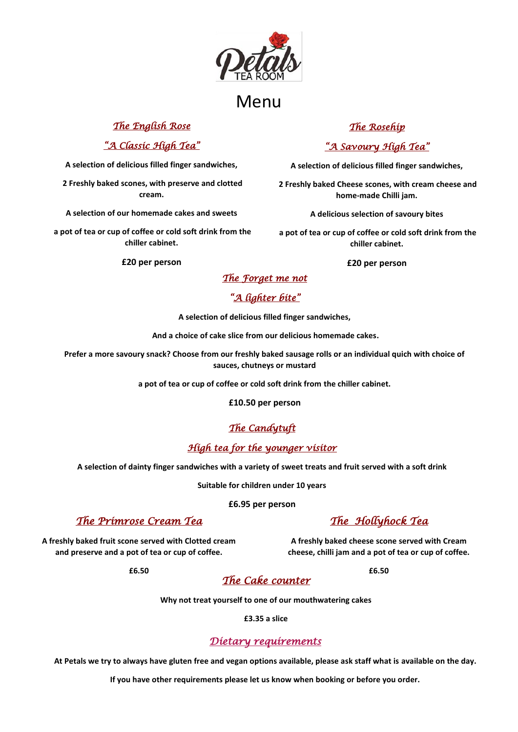Petals TEA ROOM

# Menu

## The English Rose

### "A Classic High Tea"

**A selection of delicious filled finger sandwiches,**

**2 Freshly baked scones, with preserve and clotted cream.**

**A selection of our homemade cakes and sweets**

**a pot of tea or cup of coffee or cold soft drink from the chiller cabinet.**

**£20 per person**

## The Rosehip

### "A Savoury High Tea"

**A selection of delicious filled finger sandwiches,**

**2 Freshly baked Cheese scones, with cream cheese and home-made Chilli jam.**

**A delicious selection of savoury bites**

**a pot of tea or cup of coffee or cold soft drink from the chiller cabinet.**

**£20 per person**

## The Forget me not

### "A lighter bite"

**A selection of delicious filled finger sandwiches,**

**And a choice of cake slice from our delicious homemade cakes.**

**Prefer a more savoury snack? Choose from our freshly baked sausage rolls or an individual quich with choice of sauces, chutneys or mustard**

**a pot of tea or cup of coffee or cold soft drink from the chiller cabinet.**

**£10.50 per person**

## The Candytuft

### High tea for the younger visitor

**A selection of dainty finger sandwiches with a variety of sweet treats and fruit served with a soft drink**

**Suitable for children under 10 years**

**£6.95 per person**

## The Primrose Cream Tea

**A freshly baked fruit scone served with Clotted cream and preserve and a pot of tea or cup of coffee.**

**£6.50**

## The Hollyhock Tea

**A freshly baked cheese scone served with Cream cheese, chilli jam and a pot of tea or cup of coffee.**

**£6.50**

## The Cake counter

**Why not treat yourself to one of our mouthwatering cakes**

**£3.35 a slice**

## Dietary requirements

**At Petals we try to always have gluten free and vegan options available, please ask staff what is available on the day.**

**If you have other requirements please let us know when booking or before you order.**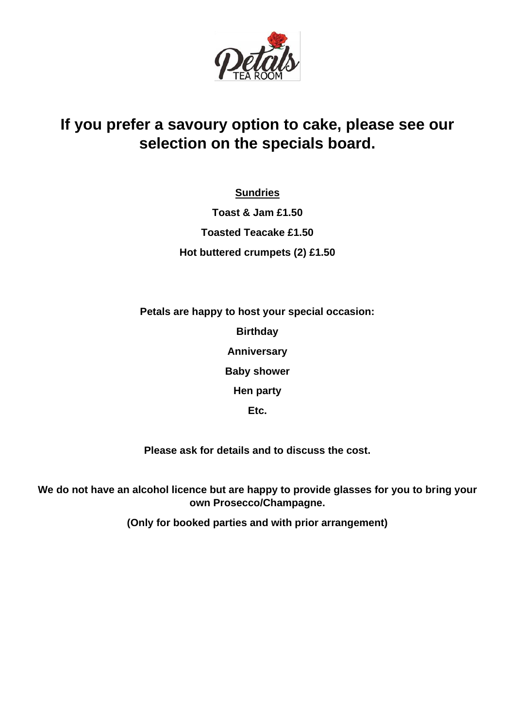Petals TEA ROOM

# If you prefer a savoury option to cake, please see our selection on the specials board.

**Sundries**

**Toast & Jam £1.50**

**Toasted Teacake £1.50**

**Hot buttered crumpets (2) £1.50**

**Petals are happy to host your special occasion:**

**Birthday**

**Anniversary**

**Baby shower**

**Hen party**

**Etc.**

**Please ask for details and to discuss the cost.**

**We do not have an alcohol licence but are happy to provide glasses for you to bring your own Prosecco/Champagne.**

**(Only for booked parties and with prior arrangement)**